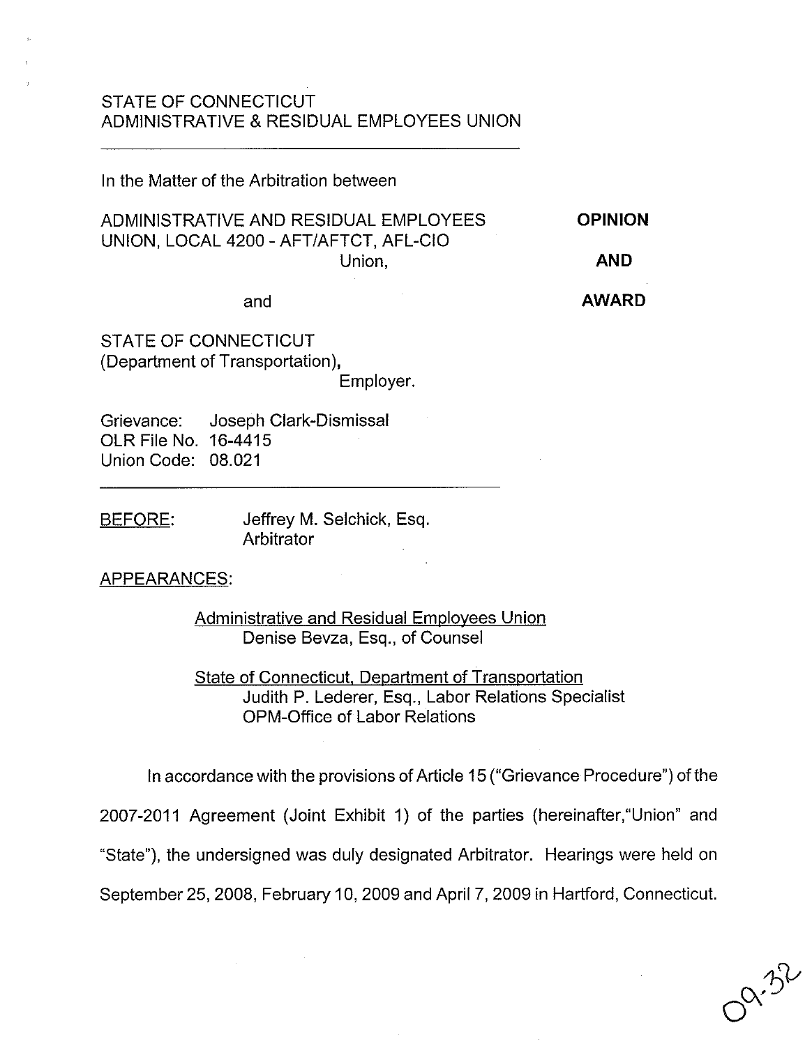STATE OF CONNECTICUT
ADMINISTRATIVE & RESIDUAL EMPLOYEES UNION

---

In the Matter of the Arbitration between

ADMINISTRATIVE AND RESIDUAL EMPLOYEES UNION, LOCAL 4200 - AFT/AFTCT, AFL-CIO
Union,

and

STATE OF CONNECTICUT
(Department of Transportation),
Employer.

**OPINION**

**AND**

**AWARD**

Grievance: Joseph Clark-Dismissal
OLR File No. 16-4415
Union Code: 08.021

---

BEFORE: Jeffrey M. Selchick, Esq.
Arbitrator

APPEARANCES:

Administrative and Residual Employees Union
Denise Bevza, Esq., of Counsel

State of Connecticut, Department of Transportation
Judith P. Lederer, Esq., Labor Relations Specialist
OPM-Office of Labor Relations

In accordance with the provisions of Article 15 ("Grievance Procedure") of the 2007-2011 Agreement (Joint Exhibit 1) of the parties (hereinafter,"Union" and "State"), the undersigned was duly designated Arbitrator. Hearings were held on September 25, 2008, February 10, 2009 and April 7, 2009 in Hartford, Connecticut.

09-32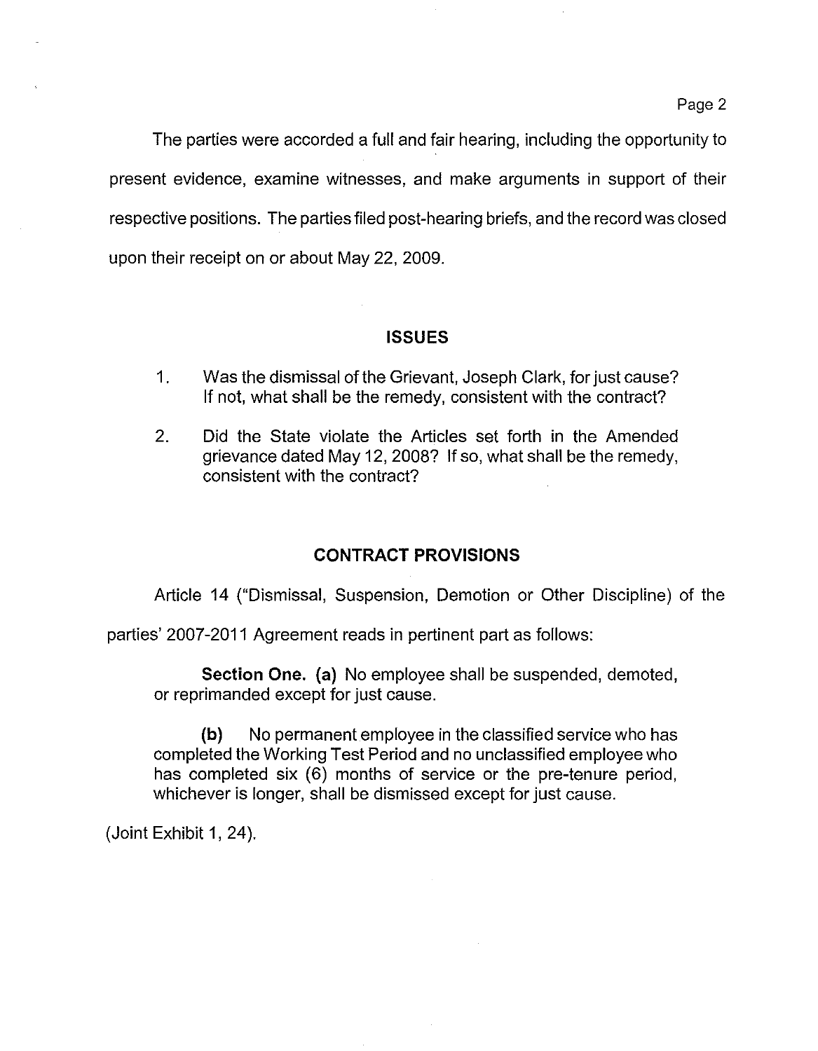The parties were accorded a full and fair hearing, including the opportunity to present evidence, examine witnesses, and make arguments in support of their respective positions. The parties filed post-hearing briefs, and the record was closed upon their receipt on or about May 22, 2009.

## ISSUES

1. Was the dismissal of the Grievant, Joseph Clark, for just cause? If not, what shall be the remedy, consistent with the contract?

2. Did the State violate the Articles set forth in the Amended grievance dated May 12, 2008? If so, what shall be the remedy, consistent with the contract?

## CONTRACT PROVISIONS

Article 14 ("Dismissal, Suspension, Demotion or Other Discipline) of the parties' 2007-2011 Agreement reads in pertinent part as follows:

> **Section One. (a)** No employee shall be suspended, demoted, or reprimanded except for just cause.
>
> **(b)** No permanent employee in the classified service who has completed the Working Test Period and no unclassified employee who has completed six (6) months of service or the pre-tenure period, whichever is longer, shall be dismissed except for just cause.

(Joint Exhibit 1, 24).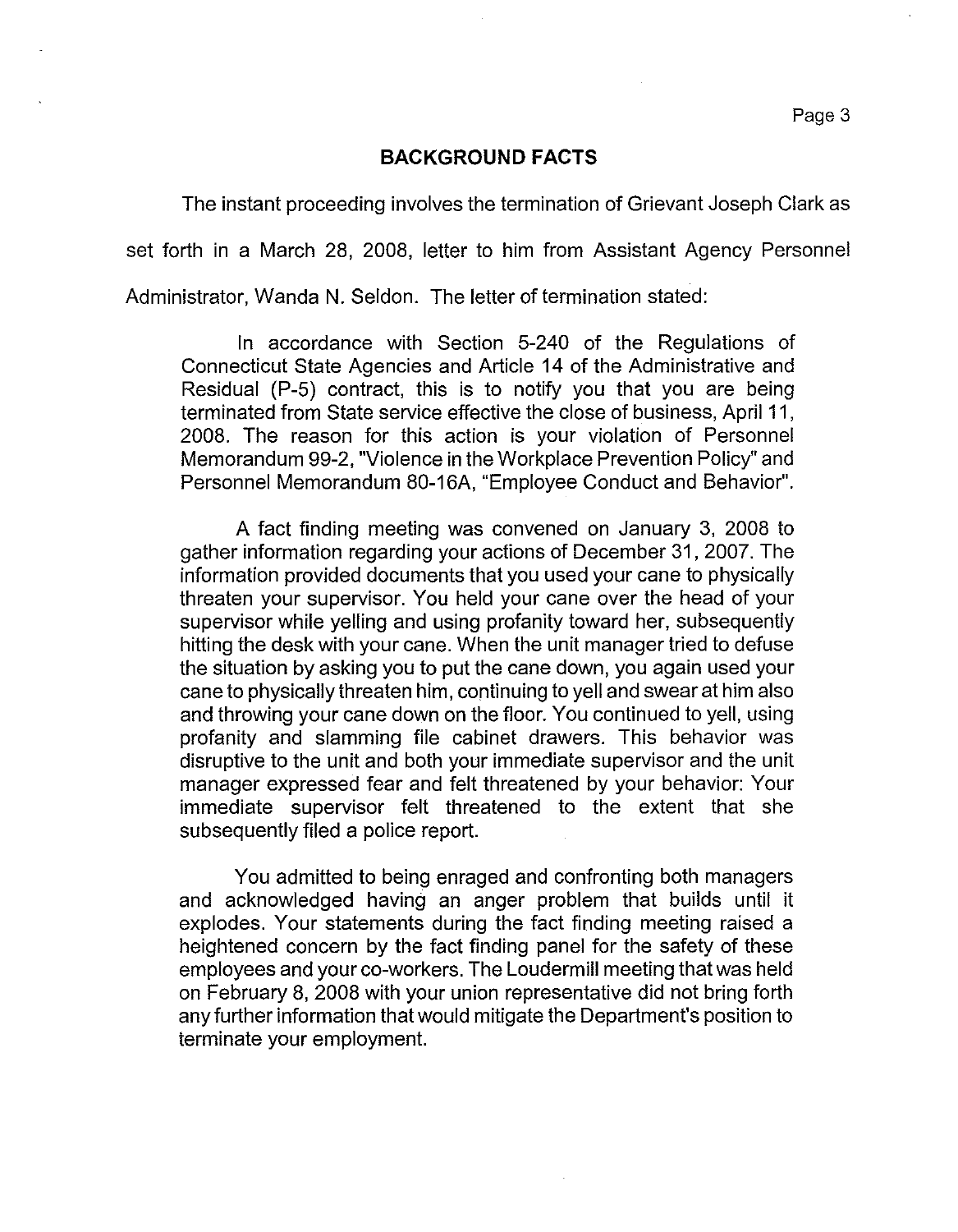## BACKGROUND FACTS

The instant proceeding involves the termination of Grievant Joseph Clark as set forth in a March 28, 2008, letter to him from Assistant Agency Personnel Administrator, Wanda N. Seldon. The letter of termination stated:

> In accordance with Section 5-240 of the Regulations of Connecticut State Agencies and Article 14 of the Administrative and Residual (P-5) contract, this is to notify you that you are being terminated from State service effective the close of business, April 11, 2008. The reason for this action is your violation of Personnel Memorandum 99-2, "Violence in the Workplace Prevention Policy" and Personnel Memorandum 80-16A, "Employee Conduct and Behavior".
>
> A fact finding meeting was convened on January 3, 2008 to gather information regarding your actions of December 31, 2007. The information provided documents that you used your cane to physically threaten your supervisor. You held your cane over the head of your supervisor while yelling and using profanity toward her, subsequently hitting the desk with your cane. When the unit manager tried to defuse the situation by asking you to put the cane down, you again used your cane to physically threaten him, continuing to yell and swear at him also and throwing your cane down on the floor. You continued to yell, using profanity and slamming file cabinet drawers. This behavior was disruptive to the unit and both your immediate supervisor and the unit manager expressed fear and felt threatened by your behavior: Your immediate supervisor felt threatened to the extent that she subsequently filed a police report.
>
> You admitted to being enraged and confronting both managers and acknowledged having an anger problem that builds until it explodes. Your statements during the fact finding meeting raised a heightened concern by the fact finding panel for the safety of these employees and your co-workers. The Loudermill meeting that was held on February 8, 2008 with your union representative did not bring forth any further information that would mitigate the Department's position to terminate your employment.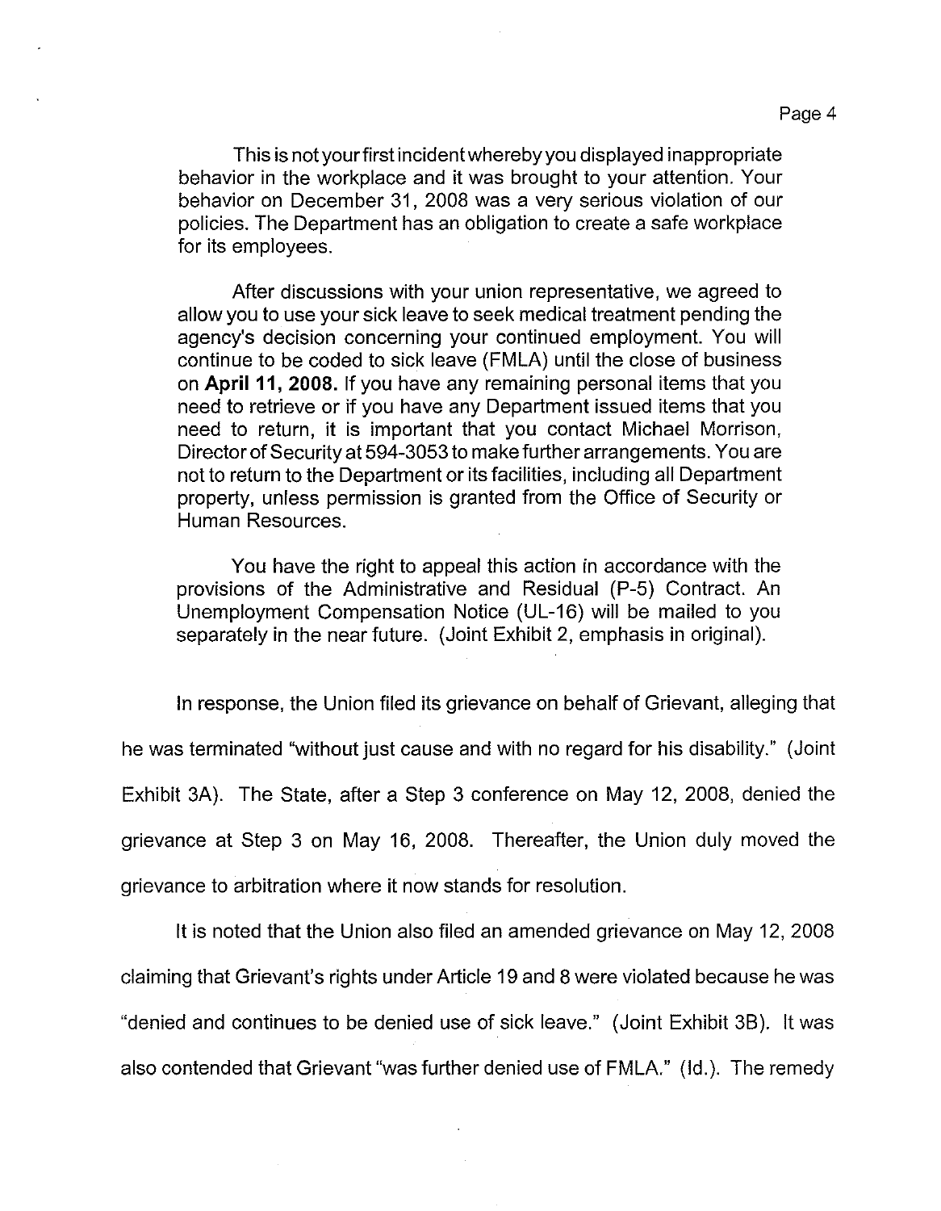This is not your first incident whereby you displayed inappropriate behavior in the workplace and it was brought to your attention. Your behavior on December 31, 2008 was a very serious violation of our policies. The Department has an obligation to create a safe workplace for its employees.

After discussions with your union representative, we agreed to allow you to use your sick leave to seek medical treatment pending the agency's decision concerning your continued employment. You will continue to be coded to sick leave (FMLA) until the close of business on **April 11, 2008.** If you have any remaining personal items that you need to retrieve or if you have any Department issued items that you need to return, it is important that you contact Michael Morrison, Director of Security at 594-3053 to make further arrangements. You are not to return to the Department or its facilities, including all Department property, unless permission is granted from the Office of Security or Human Resources.

You have the right to appeal this action in accordance with the provisions of the Administrative and Residual (P-5) Contract. An Unemployment Compensation Notice (UL-16) will be mailed to you separately in the near future. (Joint Exhibit 2, emphasis in original).

In response, the Union filed its grievance on behalf of Grievant, alleging that he was terminated "without just cause and with no regard for his disability." (Joint Exhibit 3A). The State, after a Step 3 conference on May 12, 2008, denied the grievance at Step 3 on May 16, 2008. Thereafter, the Union duly moved the grievance to arbitration where it now stands for resolution.

It is noted that the Union also filed an amended grievance on May 12, 2008 claiming that Grievant's rights under Article 19 and 8 were violated because he was "denied and continues to be denied use of sick leave." (Joint Exhibit 3B). It was also contended that Grievant "was further denied use of FMLA." (Id.). The remedy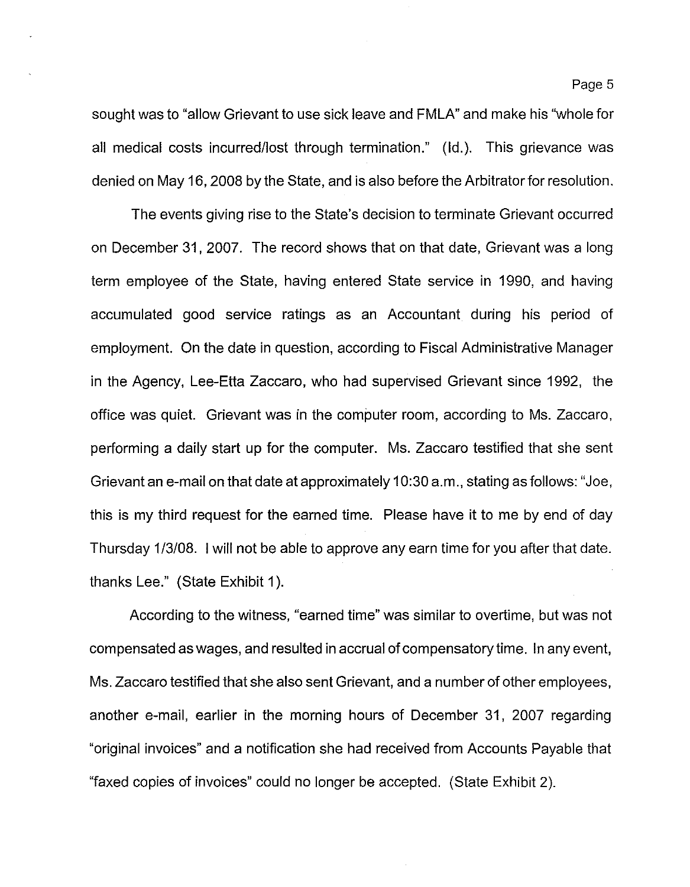sought was to "allow Grievant to use sick leave and FMLA" and make his "whole for all medical costs incurred/lost through termination." (Id.). This grievance was denied on May 16, 2008 by the State, and is also before the Arbitrator for resolution.

The events giving rise to the State's decision to terminate Grievant occurred on December 31, 2007. The record shows that on that date, Grievant was a long term employee of the State, having entered State service in 1990, and having accumulated good service ratings as an Accountant during his period of employment. On the date in question, according to Fiscal Administrative Manager in the Agency, Lee-Etta Zaccaro, who had supervised Grievant since 1992, the office was quiet. Grievant was in the computer room, according to Ms. Zaccaro, performing a daily start up for the computer. Ms. Zaccaro testified that she sent Grievant an e-mail on that date at approximately 10:30 a.m., stating as follows: "Joe, this is my third request for the earned time. Please have it to me by end of day Thursday 1/3/08. I will not be able to approve any earn time for you after that date. thanks Lee." (State Exhibit 1).

According to the witness, "earned time" was similar to overtime, but was not compensated as wages, and resulted in accrual of compensatory time. In any event, Ms. Zaccaro testified that she also sent Grievant, and a number of other employees, another e-mail, earlier in the morning hours of December 31, 2007 regarding "original invoices" and a notification she had received from Accounts Payable that "faxed copies of invoices" could no longer be accepted. (State Exhibit 2).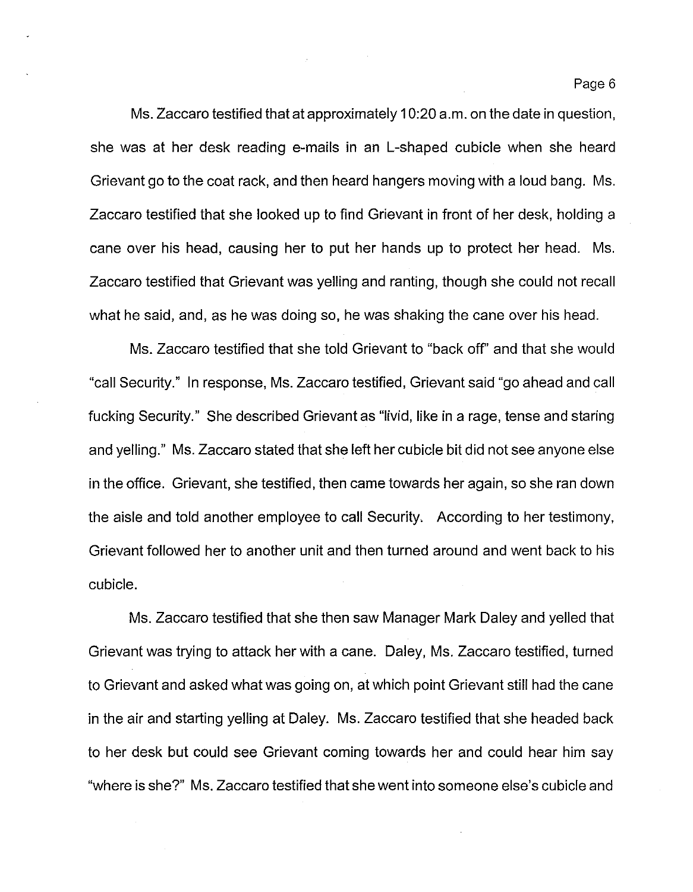Ms. Zaccaro testified that at approximately 10:20 a.m. on the date in question, she was at her desk reading e-mails in an L-shaped cubicle when she heard Grievant go to the coat rack, and then heard hangers moving with a loud bang. Ms. Zaccaro testified that she looked up to find Grievant in front of her desk, holding a cane over his head, causing her to put her hands up to protect her head. Ms. Zaccaro testified that Grievant was yelling and ranting, though she could not recall what he said, and, as he was doing so, he was shaking the cane over his head.

Ms. Zaccaro testified that she told Grievant to "back off" and that she would "call Security." In response, Ms. Zaccaro testified, Grievant said "go ahead and call fucking Security." She described Grievant as "livid, like in a rage, tense and staring and yelling." Ms. Zaccaro stated that she left her cubicle bit did not see anyone else in the office. Grievant, she testified, then came towards her again, so she ran down the aisle and told another employee to call Security. According to her testimony, Grievant followed her to another unit and then turned around and went back to his cubicle.

Ms. Zaccaro testified that she then saw Manager Mark Daley and yelled that Grievant was trying to attack her with a cane. Daley, Ms. Zaccaro testified, turned to Grievant and asked what was going on, at which point Grievant still had the cane in the air and starting yelling at Daley. Ms. Zaccaro testified that she headed back to her desk but could see Grievant coming towards her and could hear him say "where is she?" Ms. Zaccaro testified that she went into someone else's cubicle and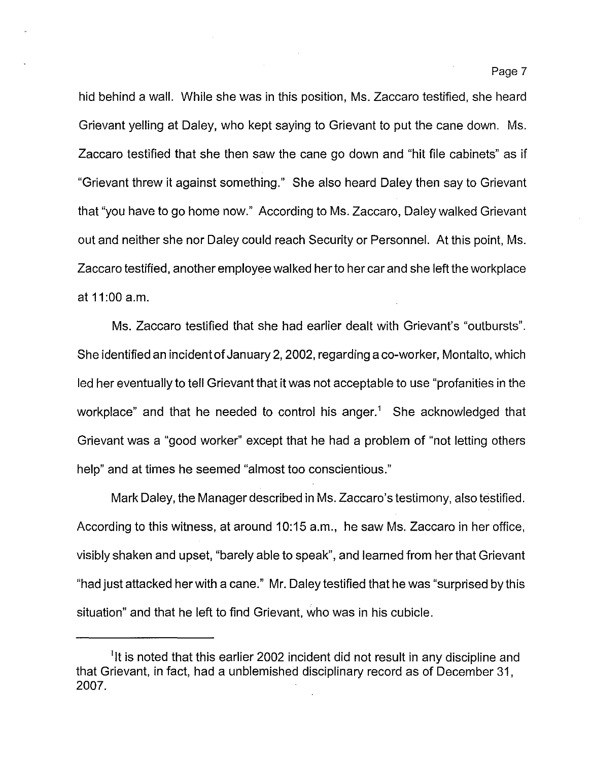hid behind a wall. While she was in this position, Ms. Zaccaro testified, she heard Grievant yelling at Daley, who kept saying to Grievant to put the cane down. Ms. Zaccaro testified that she then saw the cane go down and "hit file cabinets" as if "Grievant threw it against something." She also heard Daley then say to Grievant that "you have to go home now." According to Ms. Zaccaro, Daley walked Grievant out and neither she nor Daley could reach Security or Personnel. At this point, Ms. Zaccaro testified, another employee walked her to her car and she left the workplace at 11:00 a.m.

Ms. Zaccaro testified that she had earlier dealt with Grievant's "outbursts". She identified an incident of January 2, 2002, regarding a co-worker, Montalto, which led her eventually to tell Grievant that it was not acceptable to use "profanities in the workplace" and that he needed to control his anger.[1] She acknowledged that Grievant was a "good worker" except that he had a problem of "not letting others help" and at times he seemed "almost too conscientious."

Mark Daley, the Manager described in Ms. Zaccaro's testimony, also testified. According to this witness, at around 10:15 a.m., he saw Ms. Zaccaro in her office, visibly shaken and upset, "barely able to speak", and learned from her that Grievant "had just attacked her with a cane." Mr. Daley testified that he was "surprised by this situation" and that he left to find Grievant, who was in his cubicle.

---

[1] It is noted that this earlier 2002 incident did not result in any discipline and that Grievant, in fact, had a unblemished disciplinary record as of December 31, 2007.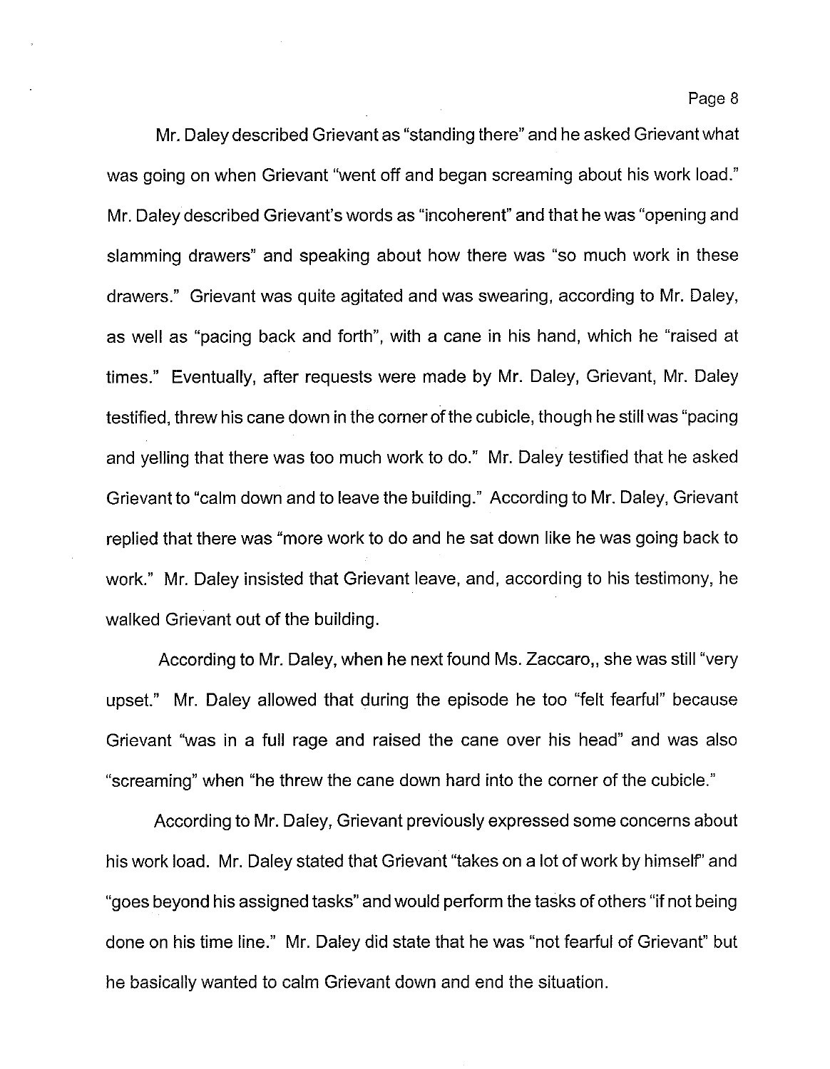Mr. Daley described Grievant as "standing there" and he asked Grievant what was going on when Grievant "went off and began screaming about his work load." Mr. Daley described Grievant's words as "incoherent" and that he was "opening and slamming drawers" and speaking about how there was "so much work in these drawers." Grievant was quite agitated and was swearing, according to Mr. Daley, as well as "pacing back and forth", with a cane in his hand, which he "raised at times." Eventually, after requests were made by Mr. Daley, Grievant, Mr. Daley testified, threw his cane down in the corner of the cubicle, though he still was "pacing and yelling that there was too much work to do." Mr. Daley testified that he asked Grievant to "calm down and to leave the building." According to Mr. Daley, Grievant replied that there was "more work to do and he sat down like he was going back to work." Mr. Daley insisted that Grievant leave, and, according to his testimony, he walked Grievant out of the building.

According to Mr. Daley, when he next found Ms. Zaccaro,, she was still "very upset." Mr. Daley allowed that during the episode he too "felt fearful" because Grievant "was in a full rage and raised the cane over his head" and was also "screaming" when "he threw the cane down hard into the corner of the cubicle."

According to Mr. Daley, Grievant previously expressed some concerns about his work load. Mr. Daley stated that Grievant "takes on a lot of work by himself" and "goes beyond his assigned tasks" and would perform the tasks of others "if not being done on his time line." Mr. Daley did state that he was "not fearful of Grievant" but he basically wanted to calm Grievant down and end the situation.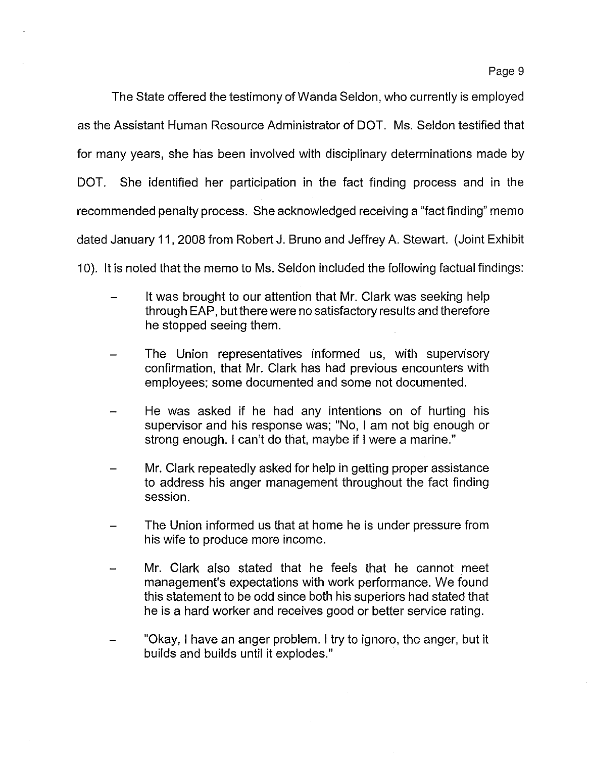The State offered the testimony of Wanda Seldon, who currently is employed as the Assistant Human Resource Administrator of DOT. Ms. Seldon testified that for many years, she has been involved with disciplinary determinations made by DOT. She identified her participation in the fact finding process and in the recommended penalty process. She acknowledged receiving a "fact finding" memo dated January 11, 2008 from Robert J. Bruno and Jeffrey A. Stewart. (Joint Exhibit 10). It is noted that the memo to Ms. Seldon included the following factual findings:

- It was brought to our attention that Mr. Clark was seeking help through EAP, but there were no satisfactory results and therefore he stopped seeing them.
- The Union representatives informed us, with supervisory confirmation, that Mr. Clark has had previous encounters with employees; some documented and some not documented.
- He was asked if he had any intentions on of hurting his supervisor and his response was; "No, I am not big enough or strong enough. I can't do that, maybe if I were a marine."
- Mr. Clark repeatedly asked for help in getting proper assistance to address his anger management throughout the fact finding session.
- The Union informed us that at home he is under pressure from his wife to produce more income.
- Mr. Clark also stated that he feels that he cannot meet management's expectations with work performance. We found this statement to be odd since both his superiors had stated that he is a hard worker and receives good or better service rating.
- "Okay, I have an anger problem. I try to ignore, the anger, but it builds and builds until it explodes."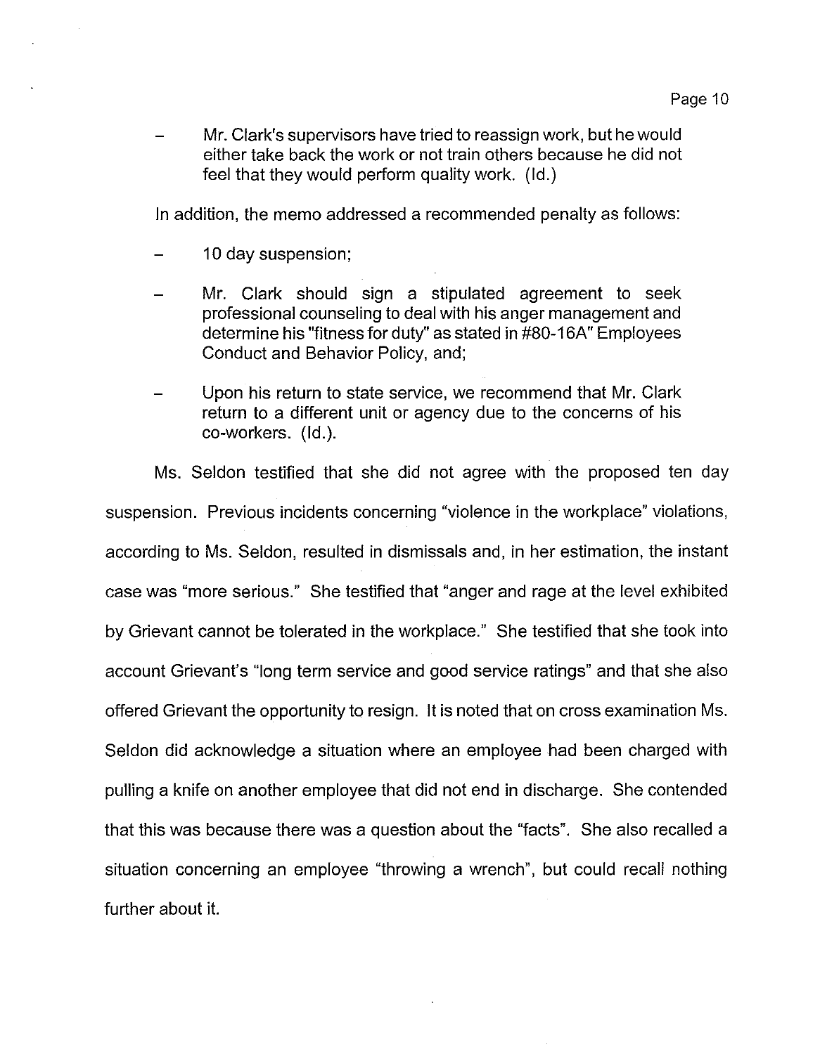- Mr. Clark's supervisors have tried to reassign work, but he would either take back the work or not train others because he did not feel that they would perform quality work. (Id.)

In addition, the memo addressed a recommended penalty as follows:

- 10 day suspension;
- Mr. Clark should sign a stipulated agreement to seek professional counseling to deal with his anger management and determine his "fitness for duty" as stated in #80-16A" Employees Conduct and Behavior Policy, and;
- Upon his return to state service, we recommend that Mr. Clark return to a different unit or agency due to the concerns of his co-workers. (Id.).

Ms. Seldon testified that she did not agree with the proposed ten day suspension. Previous incidents concerning "violence in the workplace" violations, according to Ms. Seldon, resulted in dismissals and, in her estimation, the instant case was "more serious." She testified that "anger and rage at the level exhibited by Grievant cannot be tolerated in the workplace." She testified that she took into account Grievant's "long term service and good service ratings" and that she also offered Grievant the opportunity to resign. It is noted that on cross examination Ms. Seldon did acknowledge a situation where an employee had been charged with pulling a knife on another employee that did not end in discharge. She contended that this was because there was a question about the "facts". She also recalled a situation concerning an employee "throwing a wrench", but could recall nothing further about it.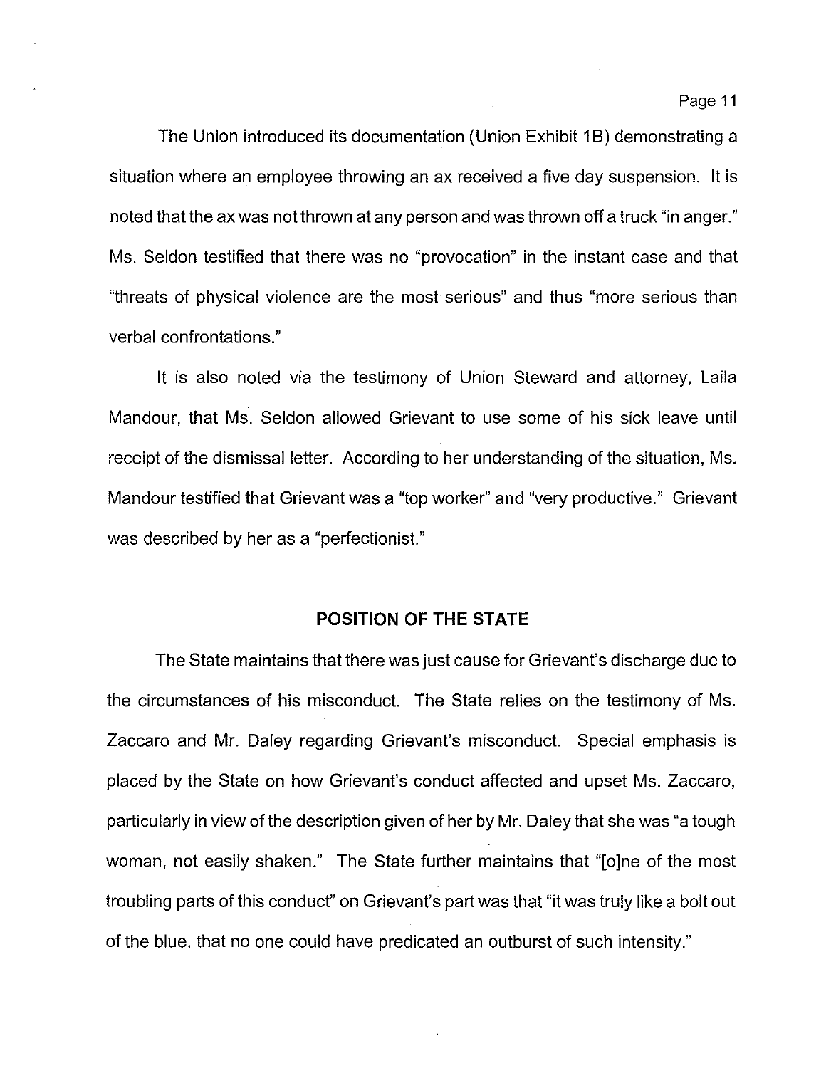The Union introduced its documentation (Union Exhibit 1B) demonstrating a situation where an employee throwing an ax received a five day suspension. It is noted that the ax was not thrown at any person and was thrown off a truck "in anger." Ms. Seldon testified that there was no "provocation" in the instant case and that "threats of physical violence are the most serious" and thus "more serious than verbal confrontations."

It is also noted via the testimony of Union Steward and attorney, Laila Mandour, that Ms. Seldon allowed Grievant to use some of his sick leave until receipt of the dismissal letter. According to her understanding of the situation, Ms. Mandour testified that Grievant was a "top worker" and "very productive." Grievant was described by her as a "perfectionist."

## POSITION OF THE STATE

The State maintains that there was just cause for Grievant's discharge due to the circumstances of his misconduct. The State relies on the testimony of Ms. Zaccaro and Mr. Daley regarding Grievant's misconduct. Special emphasis is placed by the State on how Grievant's conduct affected and upset Ms. Zaccaro, particularly in view of the description given of her by Mr. Daley that she was "a tough woman, not easily shaken." The State further maintains that "[o]ne of the most troubling parts of this conduct" on Grievant's part was that "it was truly like a bolt out of the blue, that no one could have predicated an outburst of such intensity."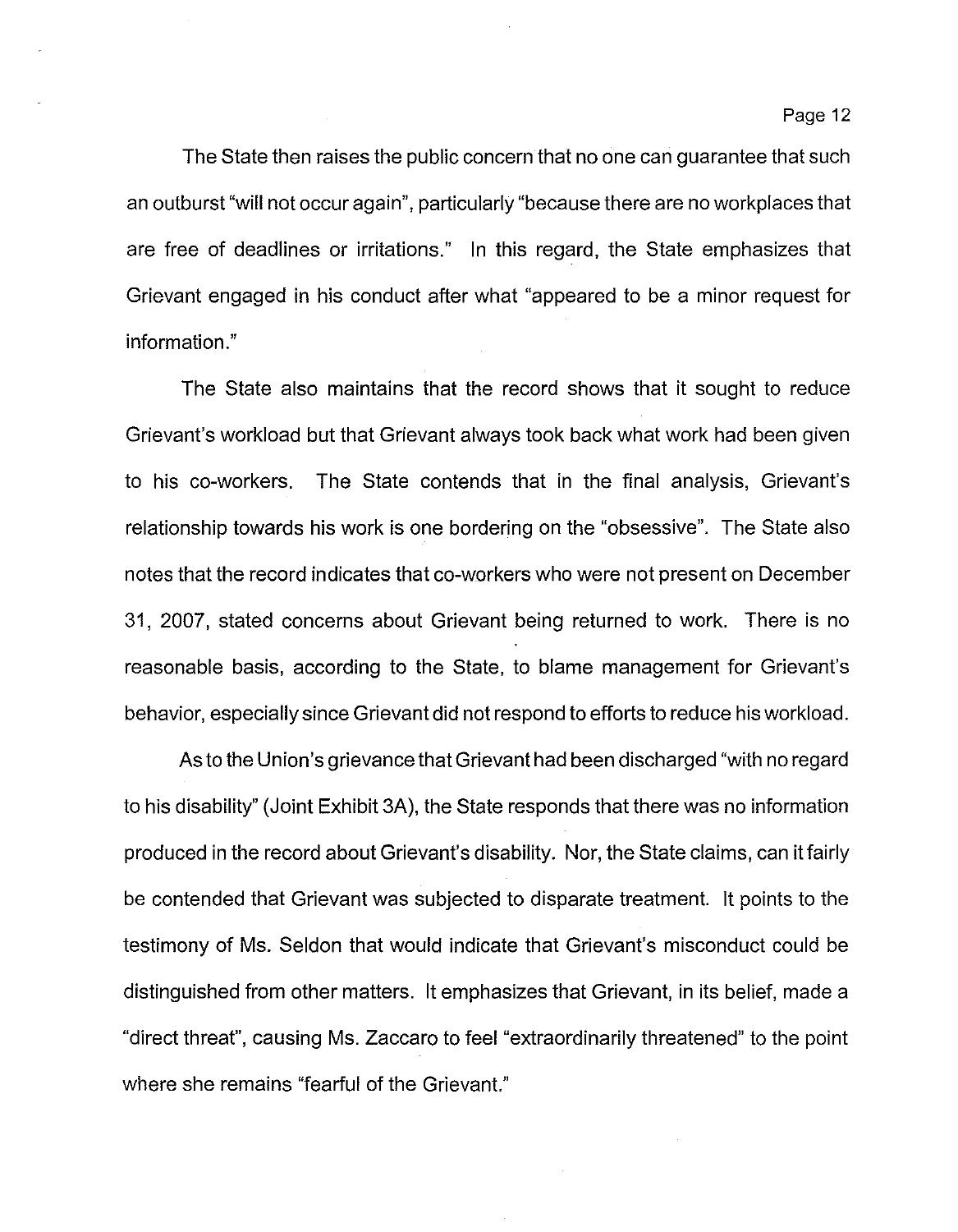The State then raises the public concern that no one can guarantee that such an outburst "will not occur again", particularly "because there are no workplaces that are free of deadlines or irritations." In this regard, the State emphasizes that Grievant engaged in his conduct after what "appeared to be a minor request for information."

The State also maintains that the record shows that it sought to reduce Grievant's workload but that Grievant always took back what work had been given to his co-workers. The State contends that in the final analysis, Grievant's relationship towards his work is one bordering on the "obsessive". The State also notes that the record indicates that co-workers who were not present on December 31, 2007, stated concerns about Grievant being returned to work. There is no reasonable basis, according to the State, to blame management for Grievant's behavior, especially since Grievant did not respond to efforts to reduce his workload.

As to the Union's grievance that Grievant had been discharged "with no regard to his disability" (Joint Exhibit 3A), the State responds that there was no information produced in the record about Grievant's disability. Nor, the State claims, can it fairly be contended that Grievant was subjected to disparate treatment. It points to the testimony of Ms. Seldon that would indicate that Grievant's misconduct could be distinguished from other matters. It emphasizes that Grievant, in its belief, made a "direct threat", causing Ms. Zaccaro to feel "extraordinarily threatened" to the point where she remains "fearful of the Grievant."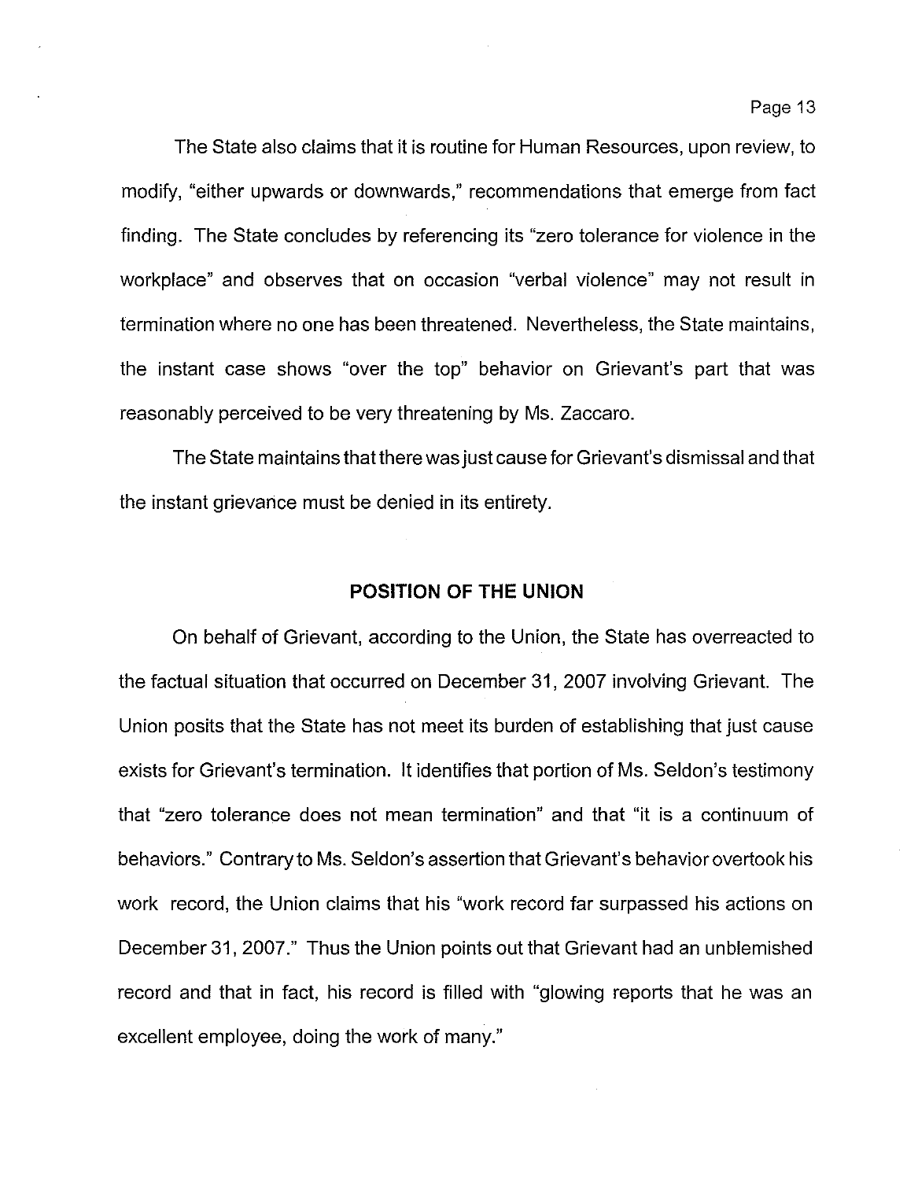The State also claims that it is routine for Human Resources, upon review, to modify, "either upwards or downwards," recommendations that emerge from fact finding. The State concludes by referencing its "zero tolerance for violence in the workplace" and observes that on occasion "verbal violence" may not result in termination where no one has been threatened. Nevertheless, the State maintains, the instant case shows "over the top" behavior on Grievant's part that was reasonably perceived to be very threatening by Ms. Zaccaro.

The State maintains that there was just cause for Grievant's dismissal and that the instant grievance must be denied in its entirety.

## POSITION OF THE UNION

On behalf of Grievant, according to the Union, the State has overreacted to the factual situation that occurred on December 31, 2007 involving Grievant. The Union posits that the State has not meet its burden of establishing that just cause exists for Grievant's termination. It identifies that portion of Ms. Seldon's testimony that "zero tolerance does not mean termination" and that "it is a continuum of behaviors." Contrary to Ms. Seldon's assertion that Grievant's behavior overtook his work record, the Union claims that his "work record far surpassed his actions on December 31, 2007." Thus the Union points out that Grievant had an unblemished record and that in fact, his record is filled with "glowing reports that he was an excellent employee, doing the work of many."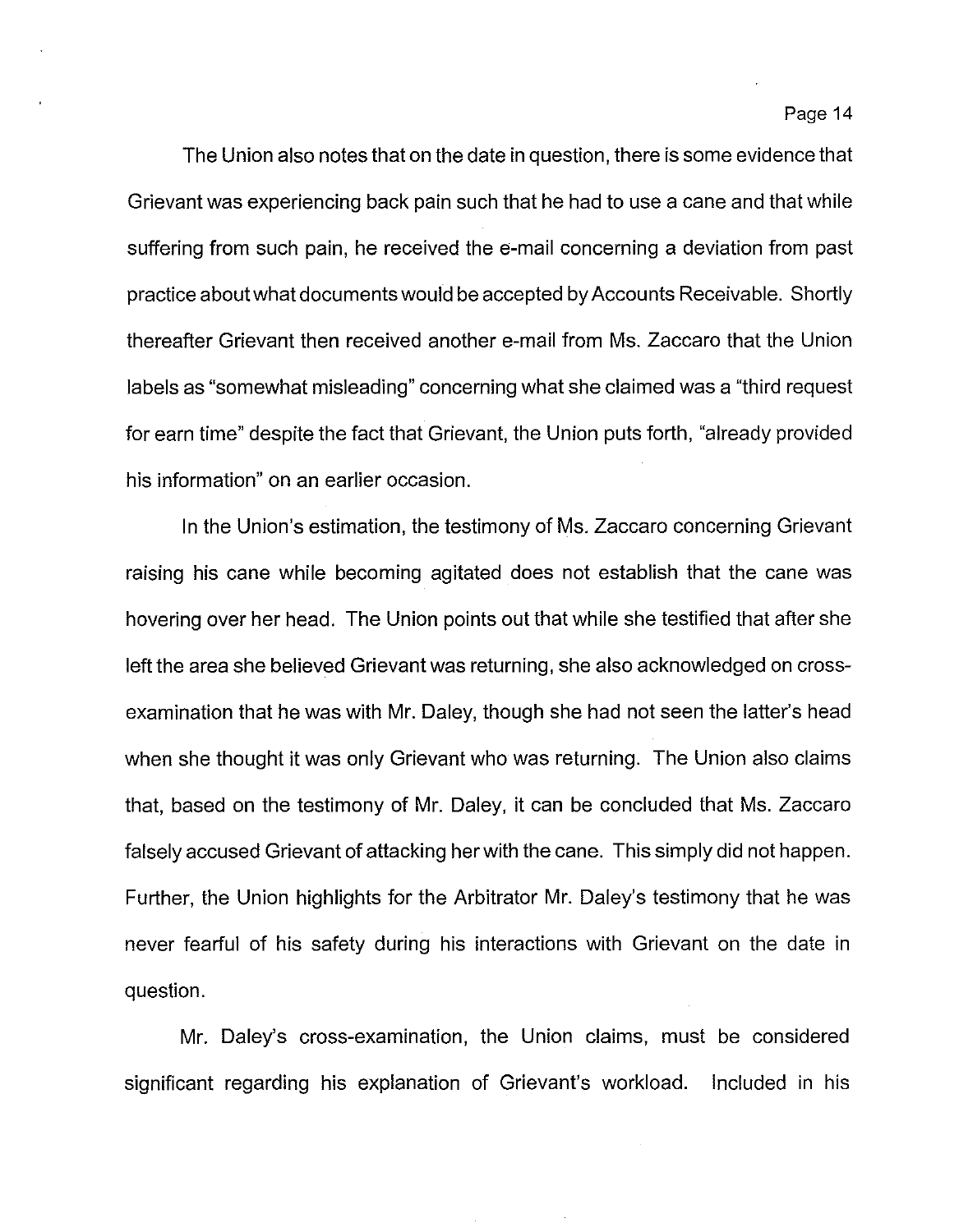The Union also notes that on the date in question, there is some evidence that Grievant was experiencing back pain such that he had to use a cane and that while suffering from such pain, he received the e-mail concerning a deviation from past practice about what documents would be accepted by Accounts Receivable. Shortly thereafter Grievant then received another e-mail from Ms. Zaccaro that the Union labels as "somewhat misleading" concerning what she claimed was a "third request for earn time" despite the fact that Grievant, the Union puts forth, "already provided his information" on an earlier occasion.

In the Union's estimation, the testimony of Ms. Zaccaro concerning Grievant raising his cane while becoming agitated does not establish that the cane was hovering over her head. The Union points out that while she testified that after she left the area she believed Grievant was returning, she also acknowledged on cross-examination that he was with Mr. Daley, though she had not seen the latter's head when she thought it was only Grievant who was returning. The Union also claims that, based on the testimony of Mr. Daley, it can be concluded that Ms. Zaccaro falsely accused Grievant of attacking her with the cane. This simply did not happen. Further, the Union highlights for the Arbitrator Mr. Daley's testimony that he was never fearful of his safety during his interactions with Grievant on the date in question.

Mr. Daley's cross-examination, the Union claims, must be considered significant regarding his explanation of Grievant's workload. Included in his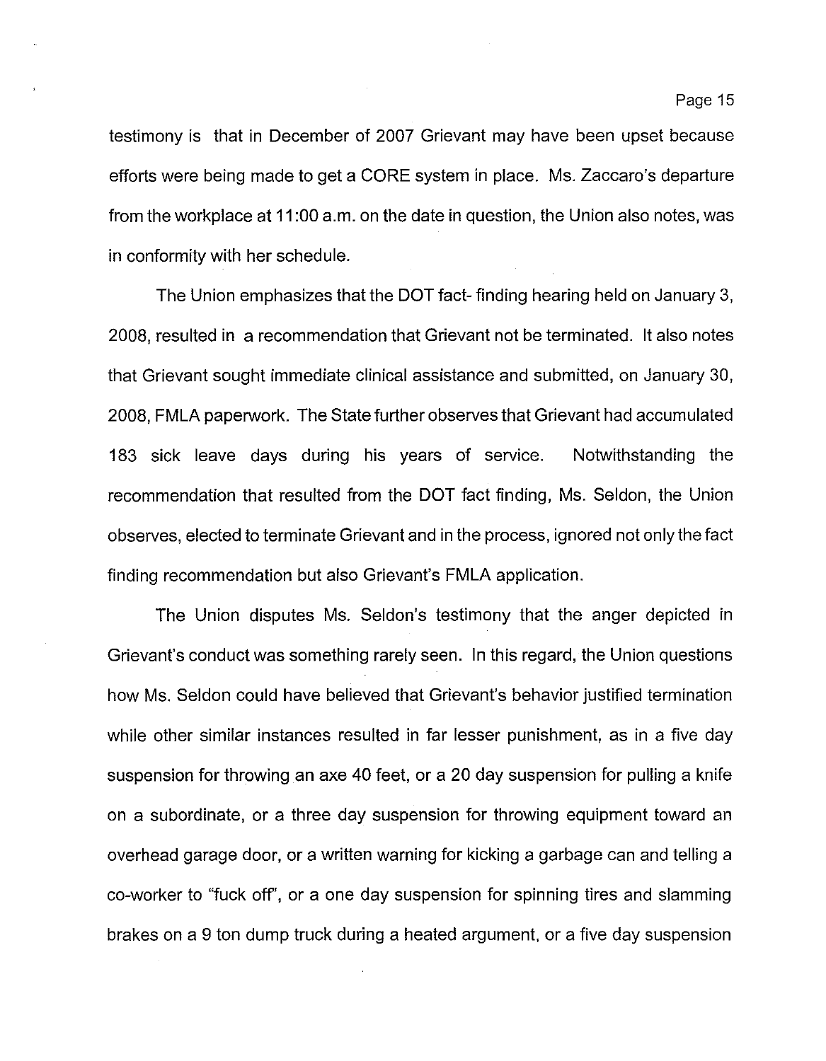testimony is that in December of 2007 Grievant may have been upset because efforts were being made to get a CORE system in place. Ms. Zaccaro's departure from the workplace at 11:00 a.m. on the date in question, the Union also notes, was in conformity with her schedule.

The Union emphasizes that the DOT fact- finding hearing held on January 3, 2008, resulted in a recommendation that Grievant not be terminated. It also notes that Grievant sought immediate clinical assistance and submitted, on January 30, 2008, FMLA paperwork. The State further observes that Grievant had accumulated 183 sick leave days during his years of service. Notwithstanding the recommendation that resulted from the DOT fact finding, Ms. Seldon, the Union observes, elected to terminate Grievant and in the process, ignored not only the fact finding recommendation but also Grievant's FMLA application.

The Union disputes Ms. Seldon's testimony that the anger depicted in Grievant's conduct was something rarely seen. In this regard, the Union questions how Ms. Seldon could have believed that Grievant's behavior justified termination while other similar instances resulted in far lesser punishment, as in a five day suspension for throwing an axe 40 feet, or a 20 day suspension for pulling a knife on a subordinate, or a three day suspension for throwing equipment toward an overhead garage door, or a written warning for kicking a garbage can and telling a co-worker to "fuck off", or a one day suspension for spinning tires and slamming brakes on a 9 ton dump truck during a heated argument, or a five day suspension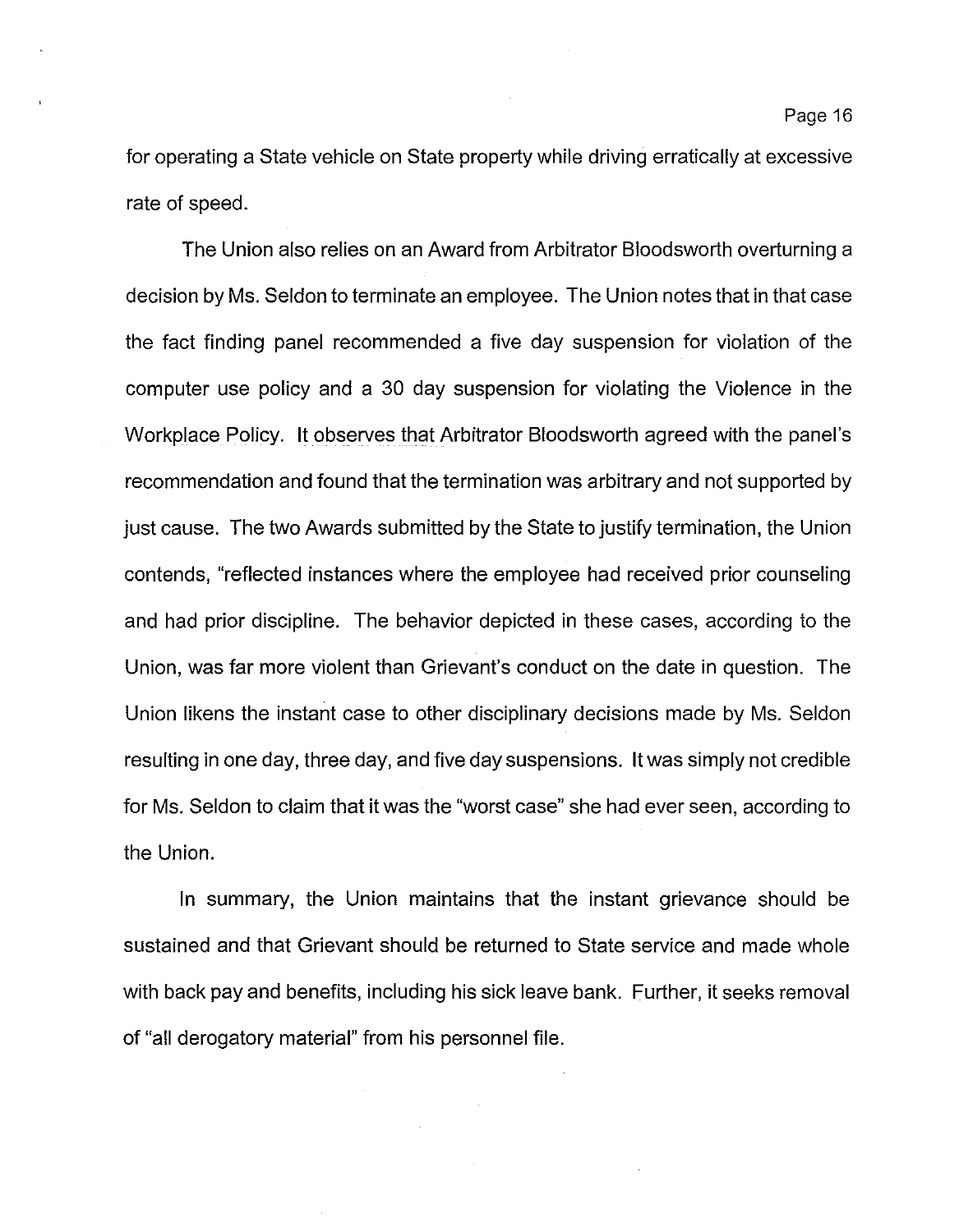for operating a State vehicle on State property while driving erratically at excessive rate of speed.

The Union also relies on an Award from Arbitrator Bloodsworth overturning a decision by Ms. Seldon to terminate an employee. The Union notes that in that case the fact finding panel recommended a five day suspension for violation of the computer use policy and a 30 day suspension for violating the Violence in the Workplace Policy. It observes that Arbitrator Bloodsworth agreed with the panel's recommendation and found that the termination was arbitrary and not supported by just cause. The two Awards submitted by the State to justify termination, the Union contends, "reflected instances where the employee had received prior counseling and had prior discipline. The behavior depicted in these cases, according to the Union, was far more violent than Grievant's conduct on the date in question. The Union likens the instant case to other disciplinary decisions made by Ms. Seldon resulting in one day, three day, and five day suspensions. It was simply not credible for Ms. Seldon to claim that it was the "worst case" she had ever seen, according to the Union.

In summary, the Union maintains that the instant grievance should be sustained and that Grievant should be returned to State service and made whole with back pay and benefits, including his sick leave bank. Further, it seeks removal of "all derogatory material" from his personnel file.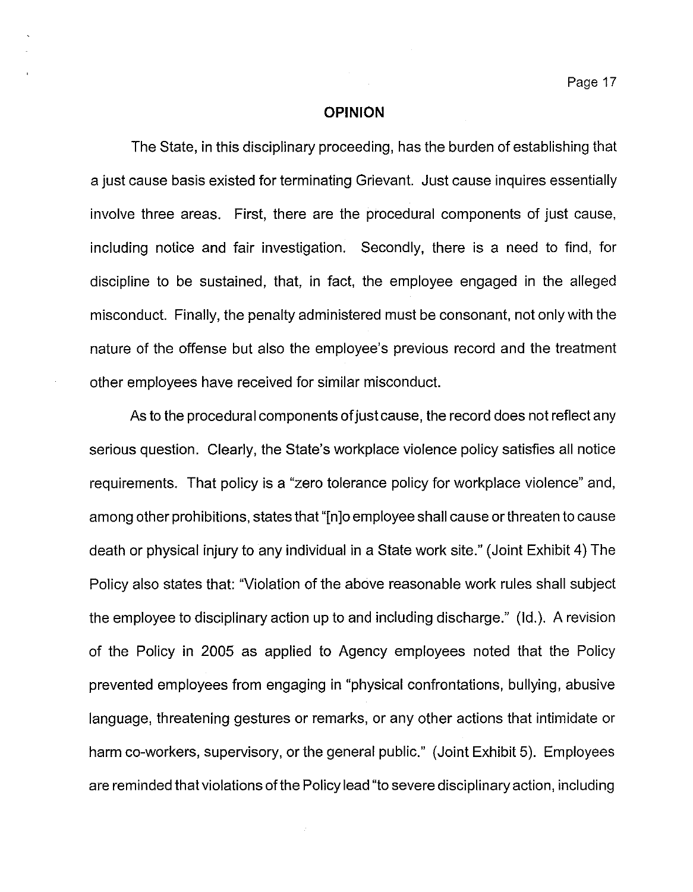## OPINION

The State, in this disciplinary proceeding, has the burden of establishing that a just cause basis existed for terminating Grievant. Just cause inquires essentially involve three areas. First, there are the procedural components of just cause, including notice and fair investigation. Secondly, there is a need to find, for discipline to be sustained, that, in fact, the employee engaged in the alleged misconduct. Finally, the penalty administered must be consonant, not only with the nature of the offense but also the employee's previous record and the treatment other employees have received for similar misconduct.

As to the procedural components of just cause, the record does not reflect any serious question. Clearly, the State's workplace violence policy satisfies all notice requirements. That policy is a "zero tolerance policy for workplace violence" and, among other prohibitions, states that "[n]o employee shall cause or threaten to cause death or physical injury to any individual in a State work site." (Joint Exhibit 4) The Policy also states that: "Violation of the above reasonable work rules shall subject the employee to disciplinary action up to and including discharge." (Id.). A revision of the Policy in 2005 as applied to Agency employees noted that the Policy prevented employees from engaging in "physical confrontations, bullying, abusive language, threatening gestures or remarks, or any other actions that intimidate or harm co-workers, supervisory, or the general public." (Joint Exhibit 5). Employees are reminded that violations of the Policy lead "to severe disciplinary action, including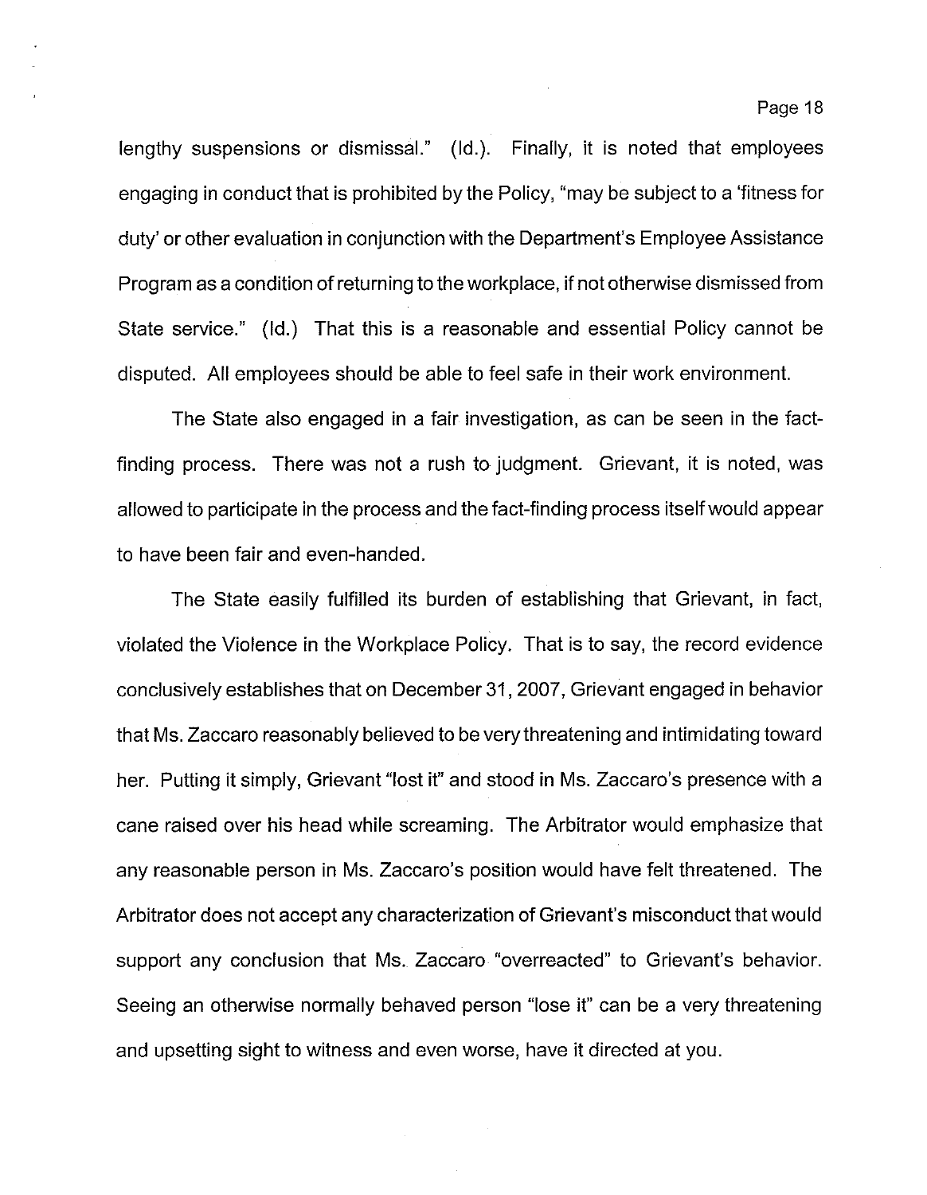lengthy suspensions or dismissal." (Id.). Finally, it is noted that employees engaging in conduct that is prohibited by the Policy, "may be subject to a 'fitness for duty' or other evaluation in conjunction with the Department's Employee Assistance Program as a condition of returning to the workplace, if not otherwise dismissed from State service." (Id.) That this is a reasonable and essential Policy cannot be disputed. All employees should be able to feel safe in their work environment.

The State also engaged in a fair investigation, as can be seen in the fact-finding process. There was not a rush to judgment. Grievant, it is noted, was allowed to participate in the process and the fact-finding process itself would appear to have been fair and even-handed.

The State easily fulfilled its burden of establishing that Grievant, in fact, violated the Violence in the Workplace Policy. That is to say, the record evidence conclusively establishes that on December 31, 2007, Grievant engaged in behavior that Ms. Zaccaro reasonably believed to be very threatening and intimidating toward her. Putting it simply, Grievant "lost it" and stood in Ms. Zaccaro's presence with a cane raised over his head while screaming. The Arbitrator would emphasize that any reasonable person in Ms. Zaccaro's position would have felt threatened. The Arbitrator does not accept any characterization of Grievant's misconduct that would support any conclusion that Ms. Zaccaro "overreacted" to Grievant's behavior. Seeing an otherwise normally behaved person "lose it" can be a very threatening and upsetting sight to witness and even worse, have it directed at you.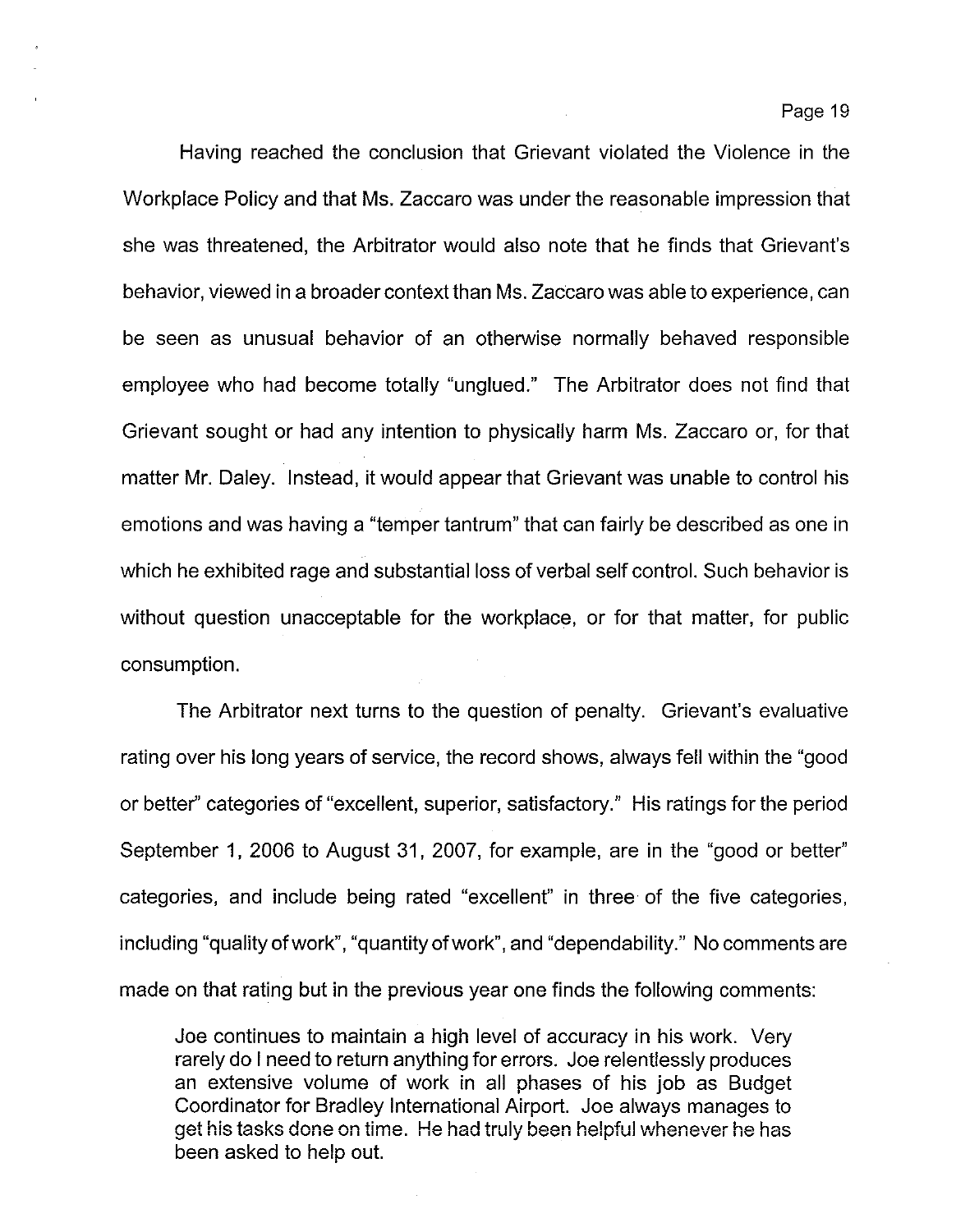Having reached the conclusion that Grievant violated the Violence in the Workplace Policy and that Ms. Zaccaro was under the reasonable impression that she was threatened, the Arbitrator would also note that he finds that Grievant's behavior, viewed in a broader context than Ms. Zaccaro was able to experience, can be seen as unusual behavior of an otherwise normally behaved responsible employee who had become totally "unglued." The Arbitrator does not find that Grievant sought or had any intention to physically harm Ms. Zaccaro or, for that matter Mr. Daley. Instead, it would appear that Grievant was unable to control his emotions and was having a "temper tantrum" that can fairly be described as one in which he exhibited rage and substantial loss of verbal self control. Such behavior is without question unacceptable for the workplace, or for that matter, for public consumption.

The Arbitrator next turns to the question of penalty. Grievant's evaluative rating over his long years of service, the record shows, always fell within the "good or better" categories of "excellent, superior, satisfactory." His ratings for the period September 1, 2006 to August 31, 2007, for example, are in the "good or better" categories, and include being rated "excellent" in three of the five categories, including "quality of work", "quantity of work", and "dependability." No comments are made on that rating but in the previous year one finds the following comments:

> Joe continues to maintain a high level of accuracy in his work. Very rarely do I need to return anything for errors. Joe relentlessly produces an extensive volume of work in all phases of his job as Budget Coordinator for Bradley International Airport. Joe always manages to get his tasks done on time. He had truly been helpful whenever he has been asked to help out.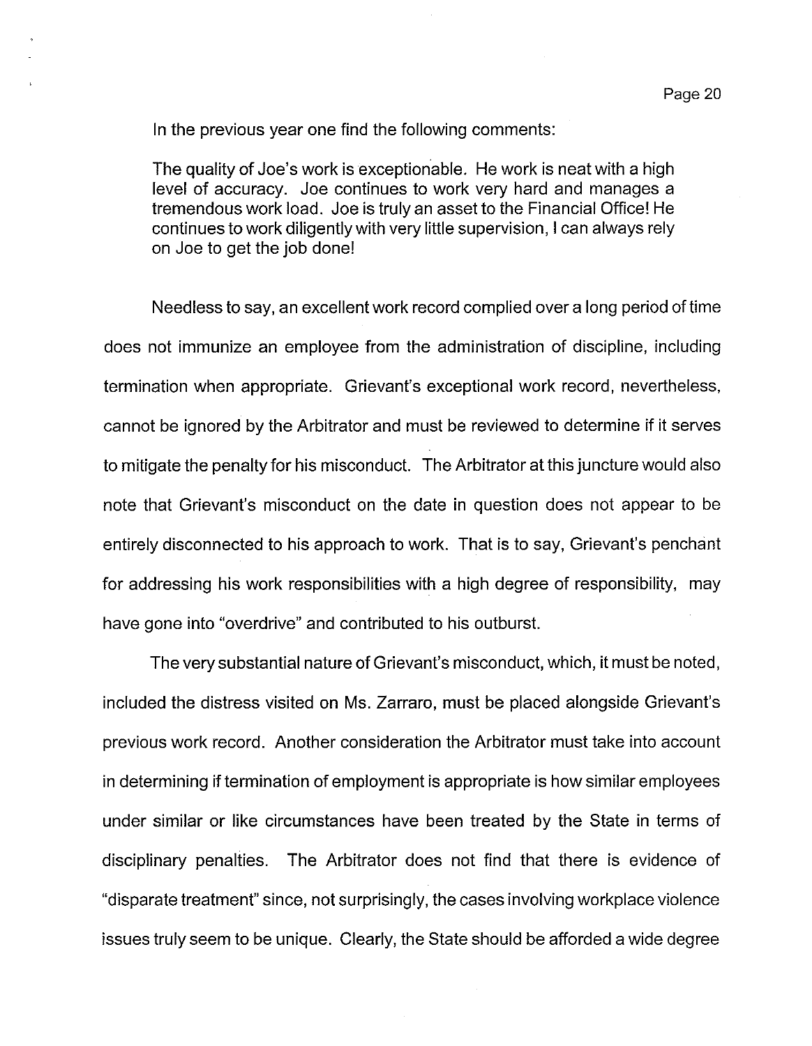In the previous year one find the following comments:

> The quality of Joe's work is exceptionable. He work is neat with a high level of accuracy. Joe continues to work very hard and manages a tremendous work load. Joe is truly an asset to the Financial Office! He continues to work diligently with very little supervision, I can always rely on Joe to get the job done!

Needless to say, an excellent work record complied over a long period of time does not immunize an employee from the administration of discipline, including termination when appropriate. Grievant's exceptional work record, nevertheless, cannot be ignored by the Arbitrator and must be reviewed to determine if it serves to mitigate the penalty for his misconduct. The Arbitrator at this juncture would also note that Grievant's misconduct on the date in question does not appear to be entirely disconnected to his approach to work. That is to say, Grievant's penchant for addressing his work responsibilities with a high degree of responsibility, may have gone into "overdrive" and contributed to his outburst.

The very substantial nature of Grievant's misconduct, which, it must be noted, included the distress visited on Ms. Zarraro, must be placed alongside Grievant's previous work record. Another consideration the Arbitrator must take into account in determining if termination of employment is appropriate is how similar employees under similar or like circumstances have been treated by the State in terms of disciplinary penalties. The Arbitrator does not find that there is evidence of "disparate treatment" since, not surprisingly, the cases involving workplace violence issues truly seem to be unique. Clearly, the State should be afforded a wide degree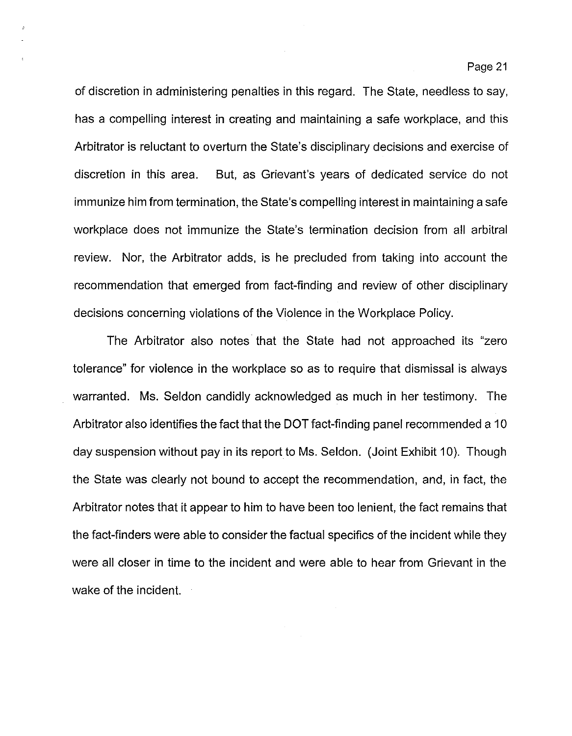of discretion in administering penalties in this regard. The State, needless to say, has a compelling interest in creating and maintaining a safe workplace, and this Arbitrator is reluctant to overturn the State's disciplinary decisions and exercise of discretion in this area. But, as Grievant's years of dedicated service do not immunize him from termination, the State's compelling interest in maintaining a safe workplace does not immunize the State's termination decision from all arbitral review. Nor, the Arbitrator adds, is he precluded from taking into account the recommendation that emerged from fact-finding and review of other disciplinary decisions concerning violations of the Violence in the Workplace Policy.

The Arbitrator also notes that the State had not approached its "zero tolerance" for violence in the workplace so as to require that dismissal is always warranted. Ms. Seldon candidly acknowledged as much in her testimony. The Arbitrator also identifies the fact that the DOT fact-finding panel recommended a 10 day suspension without pay in its report to Ms. Seldon. (Joint Exhibit 10). Though the State was clearly not bound to accept the recommendation, and, in fact, the Arbitrator notes that it appear to him to have been too lenient, the fact remains that the fact-finders were able to consider the factual specifics of the incident while they were all closer in time to the incident and were able to hear from Grievant in the wake of the incident.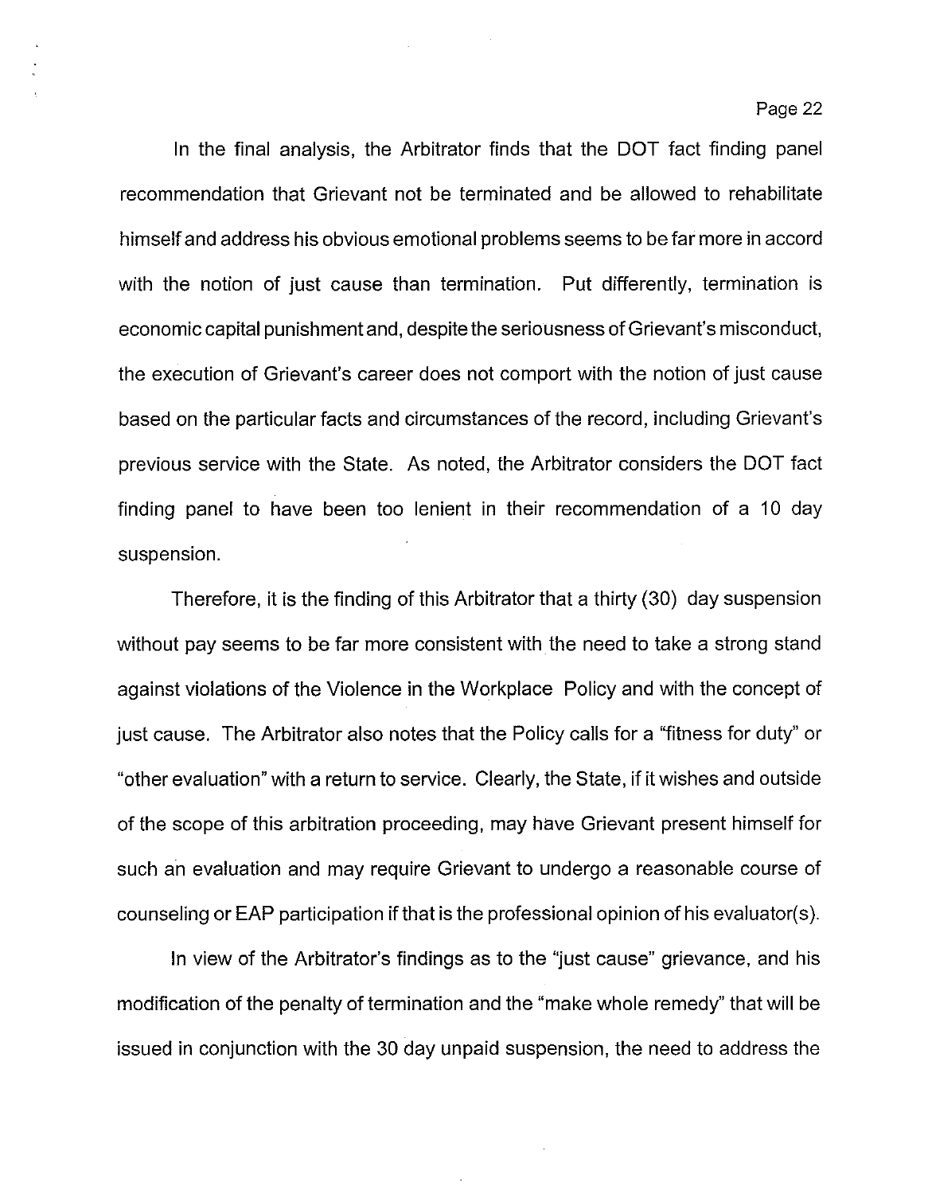In the final analysis, the Arbitrator finds that the DOT fact finding panel recommendation that Grievant not be terminated and be allowed to rehabilitate himself and address his obvious emotional problems seems to be far more in accord with the notion of just cause than termination. Put differently, termination is economic capital punishment and, despite the seriousness of Grievant's misconduct, the execution of Grievant's career does not comport with the notion of just cause based on the particular facts and circumstances of the record, including Grievant's previous service with the State. As noted, the Arbitrator considers the DOT fact finding panel to have been too lenient in their recommendation of a 10 day suspension.

Therefore, it is the finding of this Arbitrator that a thirty (30) day suspension without pay seems to be far more consistent with the need to take a strong stand against violations of the Violence in the Workplace Policy and with the concept of just cause. The Arbitrator also notes that the Policy calls for a "fitness for duty" or "other evaluation" with a return to service. Clearly, the State, if it wishes and outside of the scope of this arbitration proceeding, may have Grievant present himself for such an evaluation and may require Grievant to undergo a reasonable course of counseling or EAP participation if that is the professional opinion of his evaluator(s).

In view of the Arbitrator's findings as to the "just cause" grievance, and his modification of the penalty of termination and the "make whole remedy" that will be issued in conjunction with the 30 day unpaid suspension, the need to address the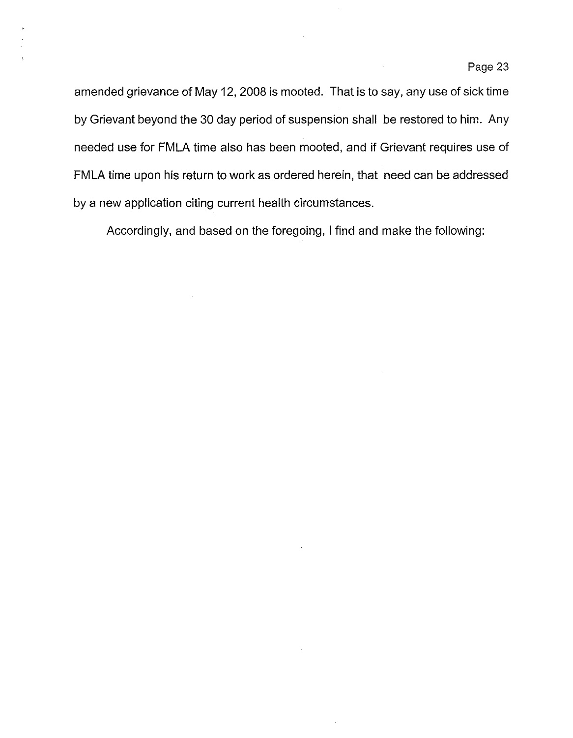amended grievance of May 12, 2008 is mooted. That is to say, any use of sick time by Grievant beyond the 30 day period of suspension shall be restored to him. Any needed use for FMLA time also has been mooted, and if Grievant requires use of FMLA time upon his return to work as ordered herein, that need can be addressed by a new application citing current health circumstances.

Accordingly, and based on the foregoing, I find and make the following: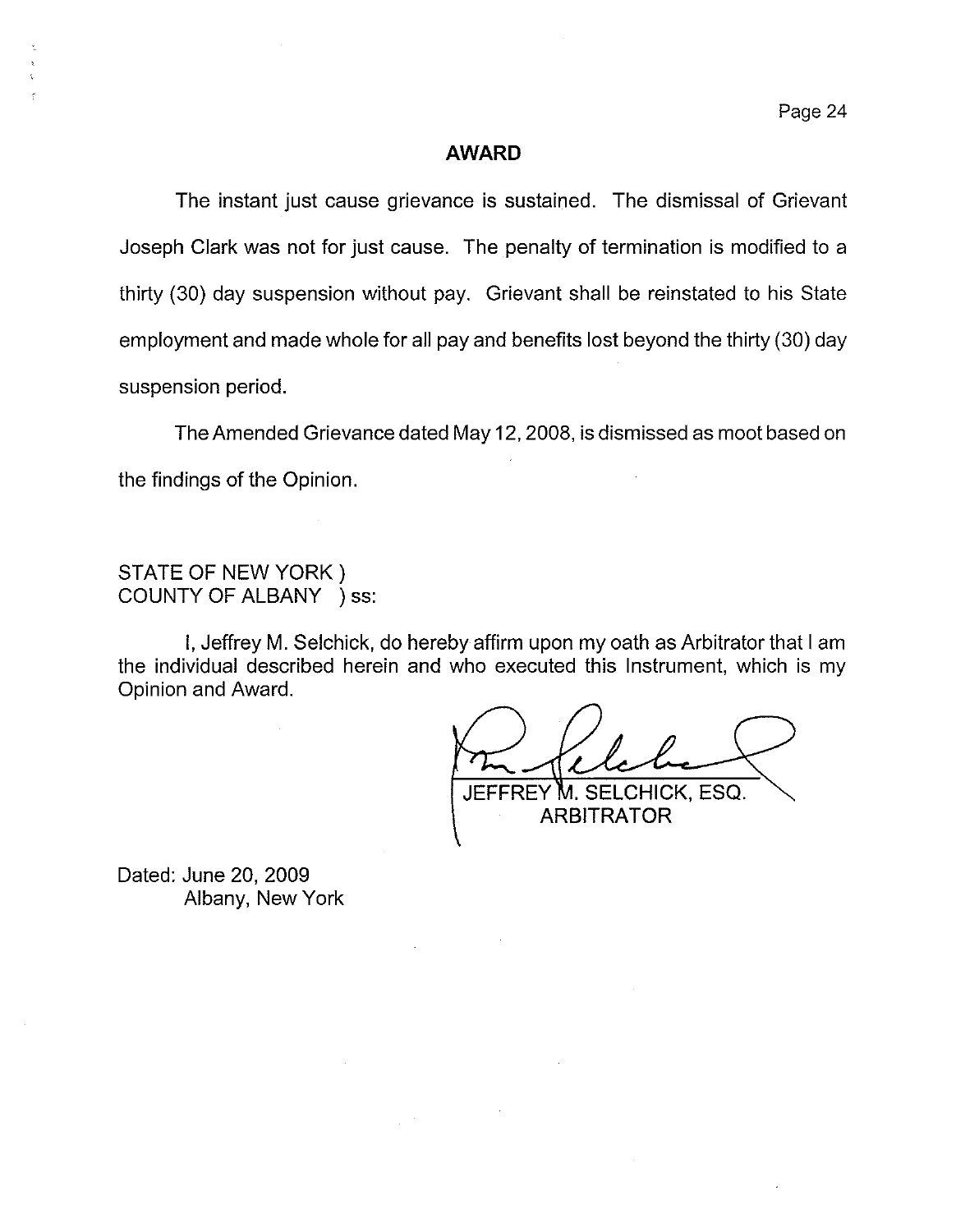## AWARD

The instant just cause grievance is sustained. The dismissal of Grievant Joseph Clark was not for just cause. The penalty of termination is modified to a thirty (30) day suspension without pay. Grievant shall be reinstated to his State employment and made whole for all pay and benefits lost beyond the thirty (30) day suspension period.

The Amended Grievance dated May 12, 2008, is dismissed as moot based on the findings of the Opinion.

STATE OF NEW YORK )
COUNTY OF ALBANY ) ss:

I, Jeffrey M. Selchick, do hereby affirm upon my oath as Arbitrator that I am the individual described herein and who executed this Instrument, which is my Opinion and Award.

JEFFREY M. SELCHICK, ESQ.
ARBITRATOR

Dated: June 20, 2009
Albany, New York